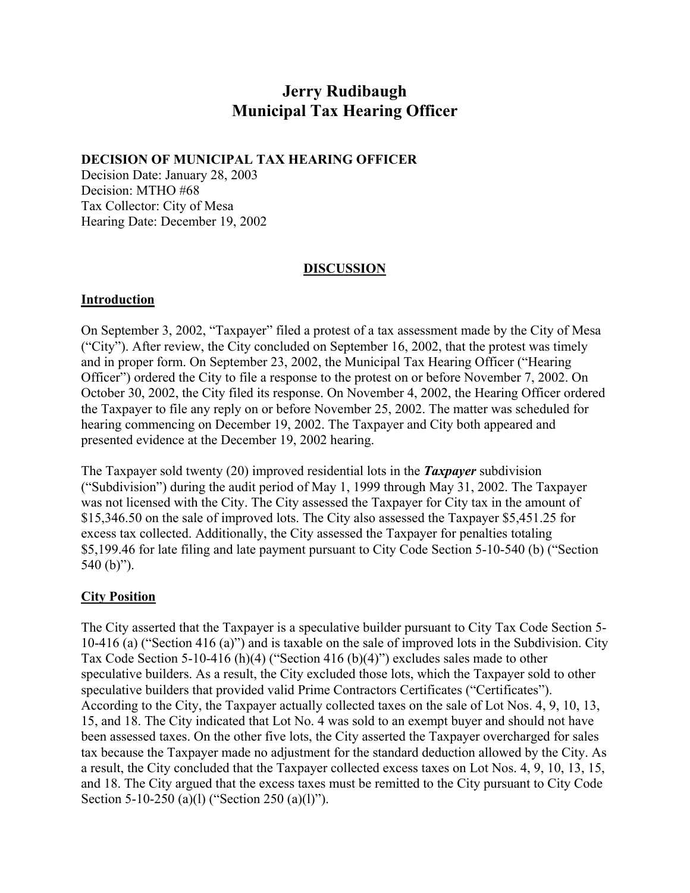# Jerry Rudibaugh
# Municipal Tax Hearing Officer

**DECISION OF MUNICIPAL TAX HEARING OFFICER**
Decision Date: January 28, 2003
Decision: MTHO #68
Tax Collector: City of Mesa
Hearing Date: December 19, 2002

## DISCUSSION

### Introduction

On September 3, 2002, "Taxpayer" filed a protest of a tax assessment made by the City of Mesa ("City"). After review, the City concluded on September 16, 2002, that the protest was timely and in proper form. On September 23, 2002, the Municipal Tax Hearing Officer ("Hearing Officer") ordered the City to file a response to the protest on or before November 7, 2002. On October 30, 2002, the City filed its response. On November 4, 2002, the Hearing Officer ordered the Taxpayer to file any reply on or before November 25, 2002. The matter was scheduled for hearing commencing on December 19, 2002. The Taxpayer and City both appeared and presented evidence at the December 19, 2002 hearing.

The Taxpayer sold twenty (20) improved residential lots in the ***Taxpayer*** subdivision ("Subdivision") during the audit period of May 1, 1999 through May 31, 2002. The Taxpayer was not licensed with the City. The City assessed the Taxpayer for City tax in the amount of $15,346.50 on the sale of improved lots. The City also assessed the Taxpayer $5,451.25 for excess tax collected. Additionally, the City assessed the Taxpayer for penalties totaling $5,199.46 for late filing and late payment pursuant to City Code Section 5-10-540 (b) ("Section 540 (b)").

### City Position

The City asserted that the Taxpayer is a speculative builder pursuant to City Tax Code Section 5-10-416 (a) ("Section 416 (a)") and is taxable on the sale of improved lots in the Subdivision. City Tax Code Section 5-10-416 (h)(4) ("Section 416 (b)(4)") excludes sales made to other speculative builders. As a result, the City excluded those lots, which the Taxpayer sold to other speculative builders that provided valid Prime Contractors Certificates ("Certificates"). According to the City, the Taxpayer actually collected taxes on the sale of Lot Nos. 4, 9, 10, 13, 15, and 18. The City indicated that Lot No. 4 was sold to an exempt buyer and should not have been assessed taxes. On the other five lots, the City asserted the Taxpayer overcharged for sales tax because the Taxpayer made no adjustment for the standard deduction allowed by the City. As a result, the City concluded that the Taxpayer collected excess taxes on Lot Nos. 4, 9, 10, 13, 15, and 18. The City argued that the excess taxes must be remitted to the City pursuant to City Code Section 5-10-250 (a)(l) ("Section 250 (a)(l)").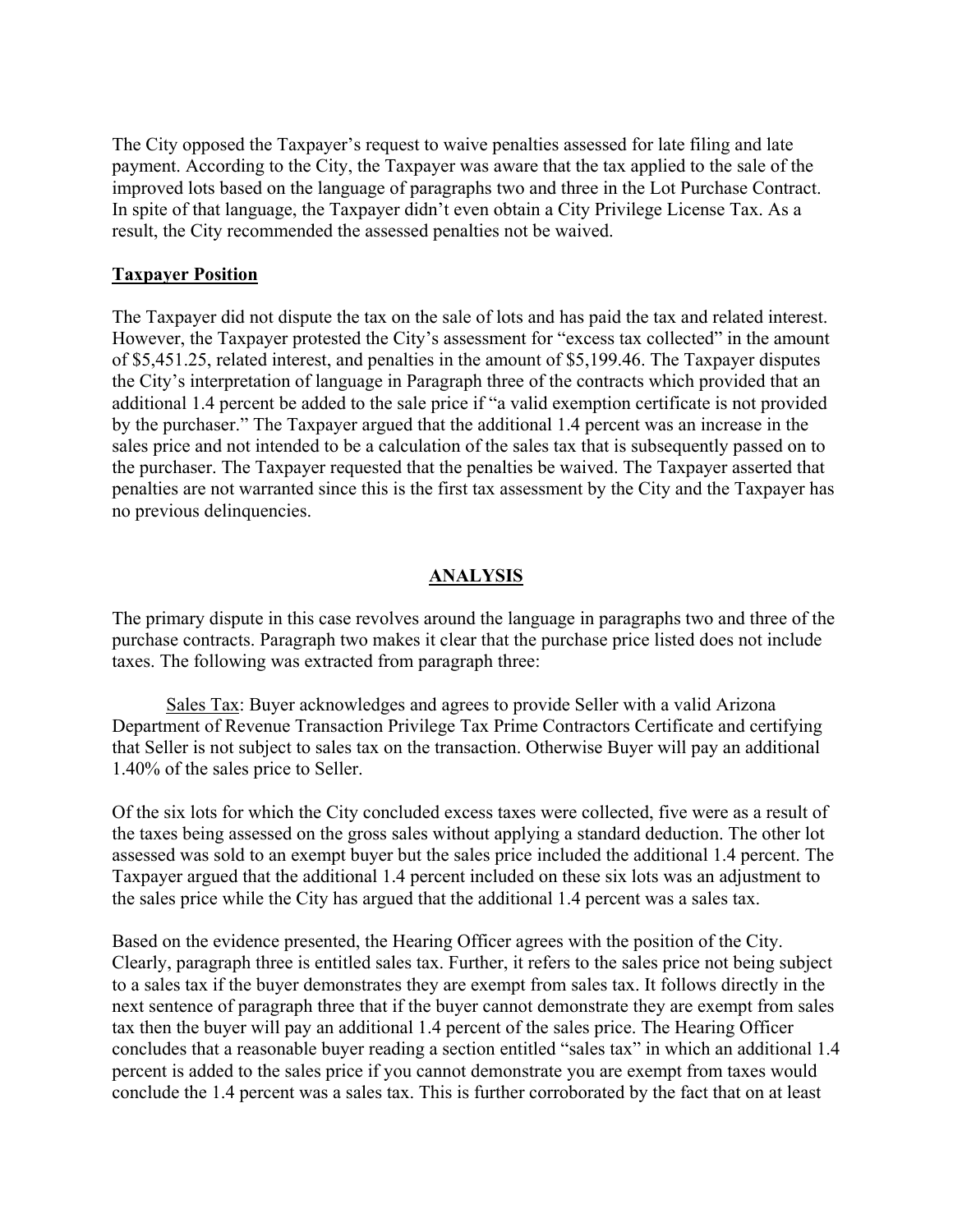The City opposed the Taxpayer's request to waive penalties assessed for late filing and late payment. According to the City, the Taxpayer was aware that the tax applied to the sale of the improved lots based on the language of paragraphs two and three in the Lot Purchase Contract. In spite of that language, the Taxpayer didn't even obtain a City Privilege License Tax. As a result, the City recommended the assessed penalties not be waived.

**Taxpayer Position**

The Taxpayer did not dispute the tax on the sale of lots and has paid the tax and related interest. However, the Taxpayer protested the City's assessment for "excess tax collected" in the amount of $5,451.25, related interest, and penalties in the amount of $5,199.46. The Taxpayer disputes the City's interpretation of language in Paragraph three of the contracts which provided that an additional 1.4 percent be added to the sale price if "a valid exemption certificate is not provided by the purchaser." The Taxpayer argued that the additional 1.4 percent was an increase in the sales price and not intended to be a calculation of the sales tax that is subsequently passed on to the purchaser. The Taxpayer requested that the penalties be waived. The Taxpayer asserted that penalties are not warranted since this is the first tax assessment by the City and the Taxpayer has no previous delinquencies.

## ANALYSIS

The primary dispute in this case revolves around the language in paragraphs two and three of the purchase contracts. Paragraph two makes it clear that the purchase price listed does not include taxes. The following was extracted from paragraph three:

> Sales Tax: Buyer acknowledges and agrees to provide Seller with a valid Arizona Department of Revenue Transaction Privilege Tax Prime Contractors Certificate and certifying that Seller is not subject to sales tax on the transaction. Otherwise Buyer will pay an additional 1.40% of the sales price to Seller.

Of the six lots for which the City concluded excess taxes were collected, five were as a result of the taxes being assessed on the gross sales without applying a standard deduction. The other lot assessed was sold to an exempt buyer but the sales price included the additional 1.4 percent. The Taxpayer argued that the additional 1.4 percent included on these six lots was an adjustment to the sales price while the City has argued that the additional 1.4 percent was a sales tax.

Based on the evidence presented, the Hearing Officer agrees with the position of the City. Clearly, paragraph three is entitled sales tax. Further, it refers to the sales price not being subject to a sales tax if the buyer demonstrates they are exempt from sales tax. It follows directly in the next sentence of paragraph three that if the buyer cannot demonstrate they are exempt from sales tax then the buyer will pay an additional 1.4 percent of the sales price. The Hearing Officer concludes that a reasonable buyer reading a section entitled "sales tax" in which an additional 1.4 percent is added to the sales price if you cannot demonstrate you are exempt from taxes would conclude the 1.4 percent was a sales tax. This is further corroborated by the fact that on at least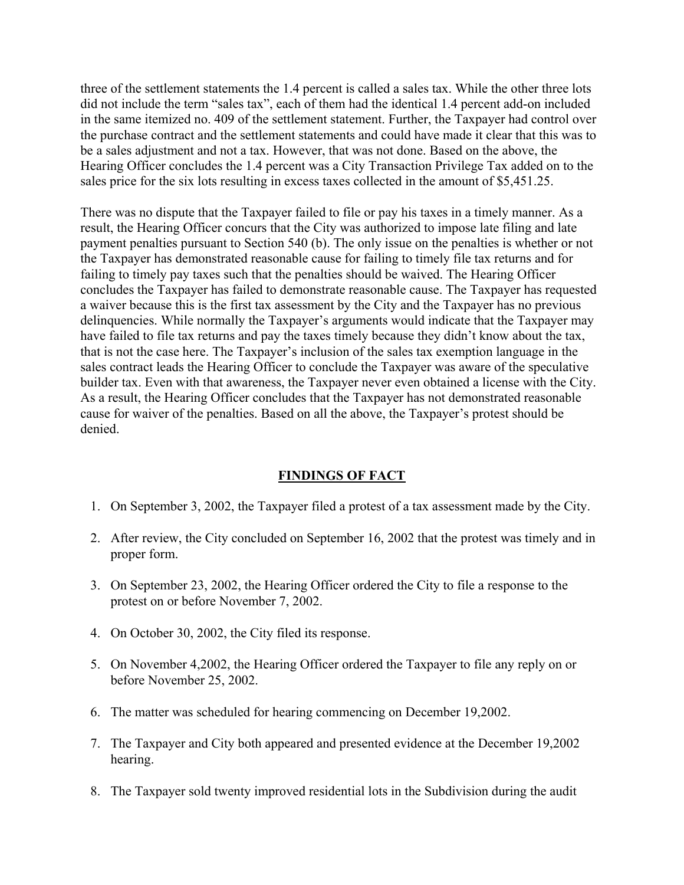three of the settlement statements the 1.4 percent is called a sales tax. While the other three lots did not include the term "sales tax", each of them had the identical 1.4 percent add-on included in the same itemized no. 409 of the settlement statement. Further, the Taxpayer had control over the purchase contract and the settlement statements and could have made it clear that this was to be a sales adjustment and not a tax. However, that was not done. Based on the above, the Hearing Officer concludes the 1.4 percent was a City Transaction Privilege Tax added on to the sales price for the six lots resulting in excess taxes collected in the amount of $5,451.25.

There was no dispute that the Taxpayer failed to file or pay his taxes in a timely manner. As a result, the Hearing Officer concurs that the City was authorized to impose late filing and late payment penalties pursuant to Section 540 (b). The only issue on the penalties is whether or not the Taxpayer has demonstrated reasonable cause for failing to timely file tax returns and for failing to timely pay taxes such that the penalties should be waived. The Hearing Officer concludes the Taxpayer has failed to demonstrate reasonable cause. The Taxpayer has requested a waiver because this is the first tax assessment by the City and the Taxpayer has no previous delinquencies. While normally the Taxpayer's arguments would indicate that the Taxpayer may have failed to file tax returns and pay the taxes timely because they didn't know about the tax, that is not the case here. The Taxpayer's inclusion of the sales tax exemption language in the sales contract leads the Hearing Officer to conclude the Taxpayer was aware of the speculative builder tax. Even with that awareness, the Taxpayer never even obtained a license with the City. As a result, the Hearing Officer concludes that the Taxpayer has not demonstrated reasonable cause for waiver of the penalties. Based on all the above, the Taxpayer's protest should be denied.

## FINDINGS OF FACT

1. On September 3, 2002, the Taxpayer filed a protest of a tax assessment made by the City.
2. After review, the City concluded on September 16, 2002 that the protest was timely and in proper form.
3. On September 23, 2002, the Hearing Officer ordered the City to file a response to the protest on or before November 7, 2002.
4. On October 30, 2002, the City filed its response.
5. On November 4,2002, the Hearing Officer ordered the Taxpayer to file any reply on or before November 25, 2002.
6. The matter was scheduled for hearing commencing on December 19,2002.
7. The Taxpayer and City both appeared and presented evidence at the December 19,2002 hearing.
8. The Taxpayer sold twenty improved residential lots in the Subdivision during the audit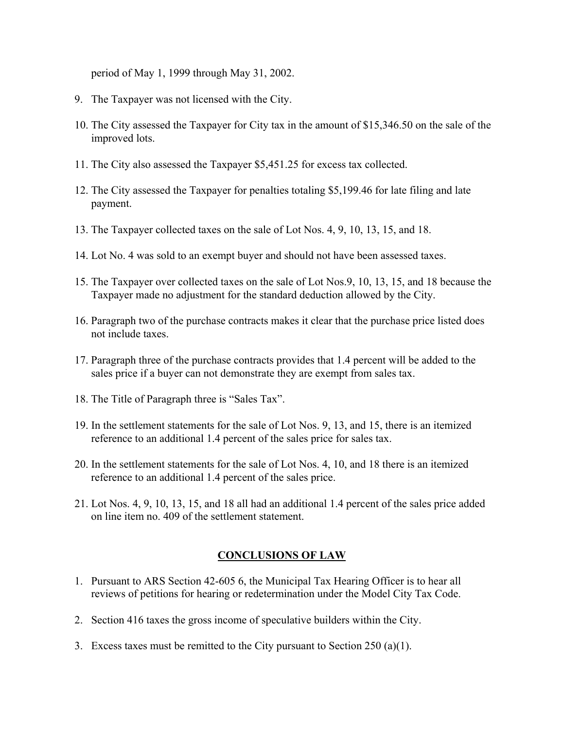period of May 1, 1999 through May 31, 2002.

9. The Taxpayer was not licensed with the City.

10. The City assessed the Taxpayer for City tax in the amount of $15,346.50 on the sale of the improved lots.

11. The City also assessed the Taxpayer $5,451.25 for excess tax collected.

12. The City assessed the Taxpayer for penalties totaling $5,199.46 for late filing and late payment.

13. The Taxpayer collected taxes on the sale of Lot Nos. 4, 9, 10, 13, 15, and 18.

14. Lot No. 4 was sold to an exempt buyer and should not have been assessed taxes.

15. The Taxpayer over collected taxes on the sale of Lot Nos.9, 10, 13, 15, and 18 because the Taxpayer made no adjustment for the standard deduction allowed by the City.

16. Paragraph two of the purchase contracts makes it clear that the purchase price listed does not include taxes.

17. Paragraph three of the purchase contracts provides that 1.4 percent will be added to the sales price if a buyer can not demonstrate they are exempt from sales tax.

18. The Title of Paragraph three is "Sales Tax".

19. In the settlement statements for the sale of Lot Nos. 9, 13, and 15, there is an itemized reference to an additional 1.4 percent of the sales price for sales tax.

20. In the settlement statements for the sale of Lot Nos. 4, 10, and 18 there is an itemized reference to an additional 1.4 percent of the sales price.

21. Lot Nos. 4, 9, 10, 13, 15, and 18 all had an additional 1.4 percent of the sales price added on line item no. 409 of the settlement statement.

## CONCLUSIONS OF LAW

1. Pursuant to ARS Section 42-605 6, the Municipal Tax Hearing Officer is to hear all reviews of petitions for hearing or redetermination under the Model City Tax Code.

2. Section 416 taxes the gross income of speculative builders within the City.

3. Excess taxes must be remitted to the City pursuant to Section 250 (a)(1).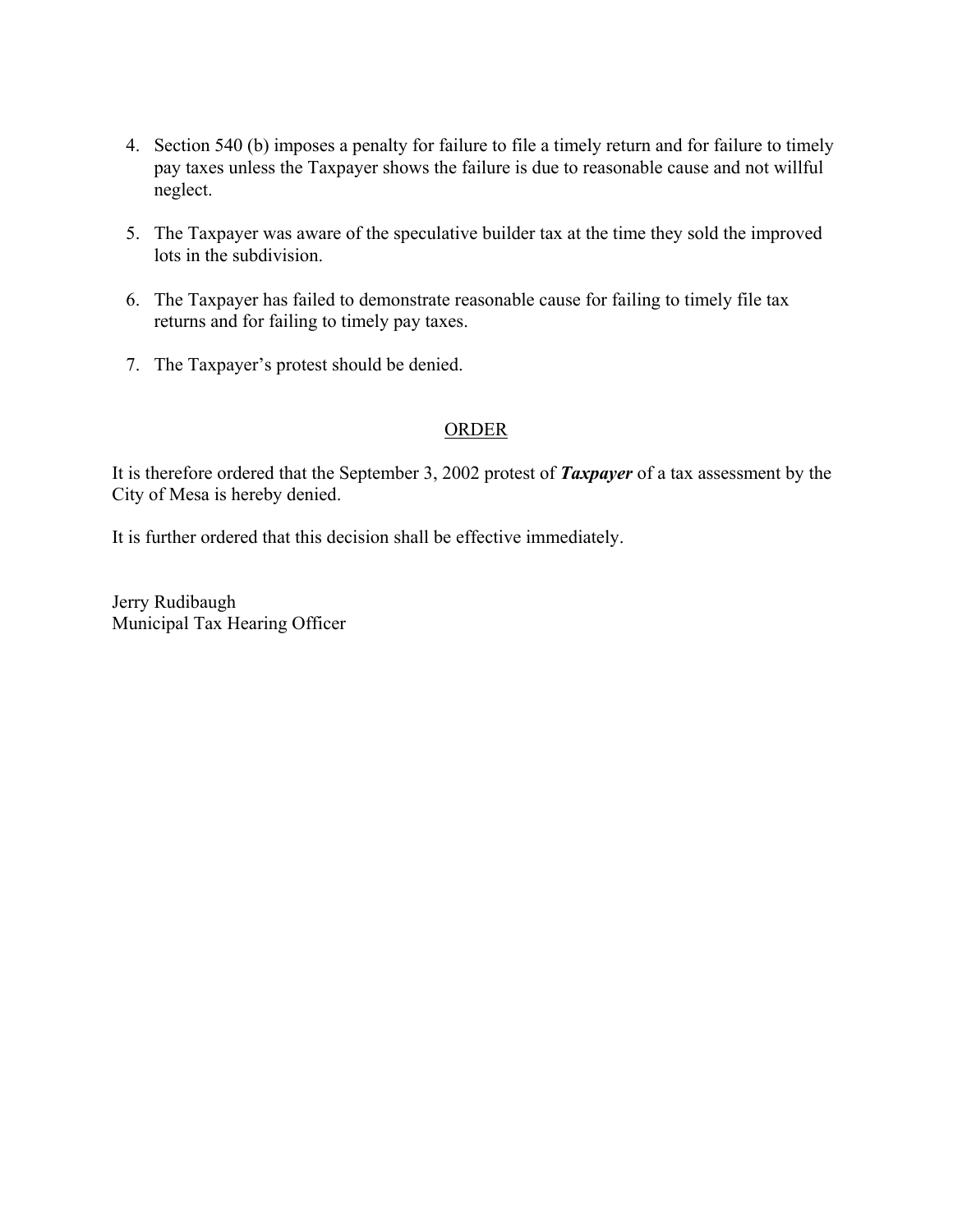4. Section 540 (b) imposes a penalty for failure to file a timely return and for failure to timely pay taxes unless the Taxpayer shows the failure is due to reasonable cause and not willful neglect.

5. The Taxpayer was aware of the speculative builder tax at the time they sold the improved lots in the subdivision.

6. The Taxpayer has failed to demonstrate reasonable cause for failing to timely file tax returns and for failing to timely pay taxes.

7. The Taxpayer's protest should be denied.

## ORDER

It is therefore ordered that the September 3, 2002 protest of ***Taxpayer*** of a tax assessment by the City of Mesa is hereby denied.

It is further ordered that this decision shall be effective immediately.

Jerry Rudibaugh
Municipal Tax Hearing Officer